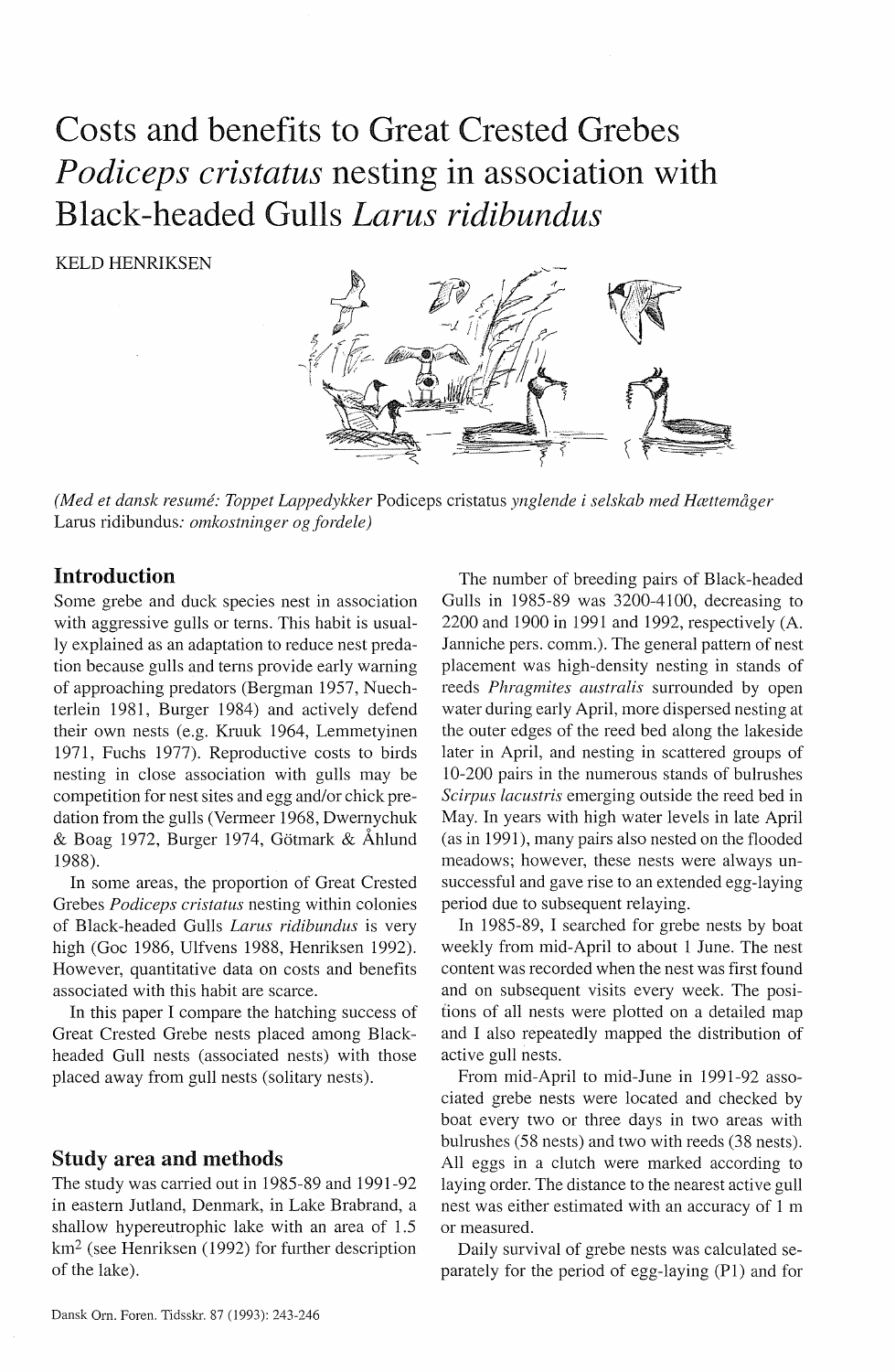# Costs and benefits to Great Crested Grebes *Podiceps cristatus* nesting in association with Black-headed Gulls *Larus ridibundus*

KELD HENRIKSEN

*(Med et dansk resumé: Toppet Lappedykker* Podiceps cristatus *ynglende i selskab med Hættemåger* Larus ridibundus*: omkostninger og fordele)*

## Introduction

Some grebe and duck species nest in association with aggressive gulls or terns. This habit is usually explained as an adaptation to reduce nest predation because gulls and terns provide early warning of approaching predators (Bergman 1957, Nuechterlein 1981, Burger 1984) and actively defend their own nests (e.g. Kruuk 1964, Lemmetyinen 1971, Fuchs 1977). Reproductive costs to birds nesting in close association with gulls may be competition for nest sites and egg and/or chick predation from the gulls (Vermeer 1968, Dwernychuk & Boag 1972, Burger 1974, Götmark & Åhlund 1988).

In some areas, the proportion of Great Crested Grebes *Podiceps cristatus* nesting within colonies of Black-headed Gulls *Larus ridibundus* is very high (Goc 1986, Ulfvens 1988, Henriksen 1992). However, quantitative data on costs and benefits associated with this habit are scarce.

In this paper I compare the hatching success of Great Crested Grebe nests placed among Black-headed Gull nests (associated nests) with those placed away from gull nests (solitary nests).

## Study area and methods

The study was carried out in 1985-89 and 1991-92 in eastern Jutland, Denmark, in Lake Brabrand, a shallow hypereutrophic lake with an area of 1.5 km$^2$ (see Henriksen (1992) for further description of the lake).

The number of breeding pairs of Black-headed Gulls in 1985-89 was 3200-4100, decreasing to 2200 and 1900 in 1991 and 1992, respectively (A. Janniche pers. comm.). The general pattern of nest placement was high-density nesting in stands of reeds *Phragmites australis* surrounded by open water during early April, more dispersed nesting at the outer edges of the reed bed along the lakeside later in April, and nesting in scattered groups of 10-200 pairs in the numerous stands of bulrushes *Scirpus lacustris* emerging outside the reed bed in May. In years with high water levels in late April (as in 1991), many pairs also nested on the flooded meadows; however, these nests were always unsuccessful and gave rise to an extended egg-laying period due to subsequent relaying.

In 1985-89, I searched for grebe nests by boat weekly from mid-April to about 1 June. The nest content was recorded when the nest was first found and on subsequent visits every week. The positions of all nests were plotted on a detailed map and I also repeatedly mapped the distribution of active gull nests.

From mid-April to mid-June in 1991-92 associated grebe nests were located and checked by boat every two or three days in two areas with bulrushes (58 nests) and two with reeds (38 nests). All eggs in a clutch were marked according to laying order. The distance to the nearest active gull nest was either estimated with an accuracy of 1 m or measured.

Daily survival of grebe nests was calculated separately for the period of egg-laying (P1) and for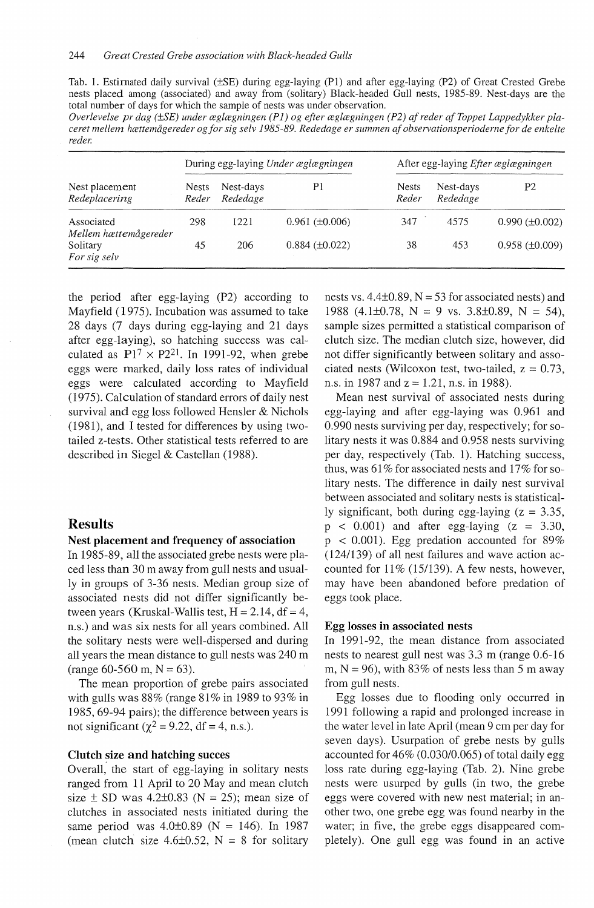Tab. 1. Estimated daily survival (±SE) during egg-laying (P1) and after egg-laying (P2) of Great Crested Grebe nests placed among (associated) and away from (solitary) Black-headed Gull nests, 1985-89. Nest-days are the total number of days for which the sample of nests was under observation.
*Overlevelse pr dag (±SE) under æglægningen (P1) og efter æglægningen (P2) af reder af Toppet Lappedykker placeret mellem hættemågereder og for sig selv 1985-89. Rededage er summen af observationsperioderne for de enkelte reder.*

| | During egg-laying *Under æglægningen* | | | After egg-laying *Efter æglægningen* | | |
|---|---|---|---|---|---|---|
| Nest placement *Redeplacering* | Nests *Reder* | Nest-days *Rededage* | P1 | Nests *Reder* | Nest-days *Rededage* | P2 |
| Associated *Mellem hættemågereder* | 298 | 1221 | 0.961 (±0.006) | 347 | 4575 | 0.990 (±0.002) |
| Solitary *For sig selv* | 45 | 206 | 0.884 (±0.022) | 38 | 453 | 0.958 (±0.009) |

the period after egg-laying (P2) according to Mayfield (1975). Incubation was assumed to take 28 days (7 days during egg-laying and 21 days after egg-laying), so hatching success was calculated as $P1^7 \times P2^{21}$. In 1991-92, when grebe eggs were marked, daily loss rates of individual eggs were calculated according to Mayfield (1975). Calculation of standard errors of daily nest survival and egg loss followed Hensler & Nichols (1981), and I tested for differences by using two-tailed z-tests. Other statistical tests referred to are described in Siegel & Castellan (1988).

## Results

### Nest placement and frequency of association

In 1985-89, all the associated grebe nests were placed less than 30 m away from gull nests and usually in groups of 3-36 nests. Median group size of associated nests did not differ significantly between years (Kruskal-Wallis test, $H = 2.14$, $df = 4$, n.s.) and was six nests for all years combined. All the solitary nests were well-dispersed and during all years the mean distance to gull nests was 240 m (range 60-560 m, $N = 63$).

The mean proportion of grebe pairs associated with gulls was 88% (range 81% in 1989 to 93% in 1985, 69-94 pairs); the difference between years is not significant ($\chi^2 = 9.22$, $df = 4$, n.s.).

### Clutch size and hatching succes

Overall, the start of egg-laying in solitary nests ranged from 11 April to 20 May and mean clutch size ± SD was 4.2±0.83 ($N = 25$); mean size of clutches in associated nests initiated during the same period was 4.0±0.89 ($N = 146$). In 1987 (mean clutch size 4.6±0.52, $N = 8$ for solitary nests vs. 4.4±0.89, $N = 53$ for associated nests) and 1988 (4.1±0.78, $N = 9$ vs. 3.8±0.89, $N = 54$), sample sizes permitted a statistical comparison of clutch size. The median clutch size, however, did not differ significantly between solitary and associated nests (Wilcoxon test, two-tailed, $z = 0.73$, n.s. in 1987 and $z = 1.21$, n.s. in 1988).

Mean nest survival of associated nests during egg-laying and after egg-laying was 0.961 and 0.990 nests surviving per day, respectively; for solitary nests it was 0.884 and 0.958 nests surviving per day, respectively (Tab. 1). Hatching success, thus, was 61% for associated nests and 17% for solitary nests. The difference in daily nest survival between associated and solitary nests is statistically significant, both during egg-laying ($z = 3.35$, $p < 0.001$) and after egg-laying ($z = 3.30$, $p < 0.001$). Egg predation accounted for 89% (124/139) of all nest failures and wave action accounted for 11% (15/139). A few nests, however, may have been abandoned before predation of eggs took place.

### Egg losses in associated nests

In 1991-92, the mean distance from associated nests to nearest gull nest was 3.3 m (range 0.6-16 m, $N = 96$), with 83% of nests less than 5 m away from gull nests.

Egg losses due to flooding only occurred in 1991 following a rapid and prolonged increase in the water level in late April (mean 9 cm per day for seven days). Usurpation of grebe nests by gulls accounted for 46% (0.030/0.065) of total daily egg loss rate during egg-laying (Tab. 2). Nine grebe nests were usurped by gulls (in two, the grebe eggs were covered with new nest material; in another two, one grebe egg was found nearby in the water; in five, the grebe eggs disappeared completely). One gull egg was found in an active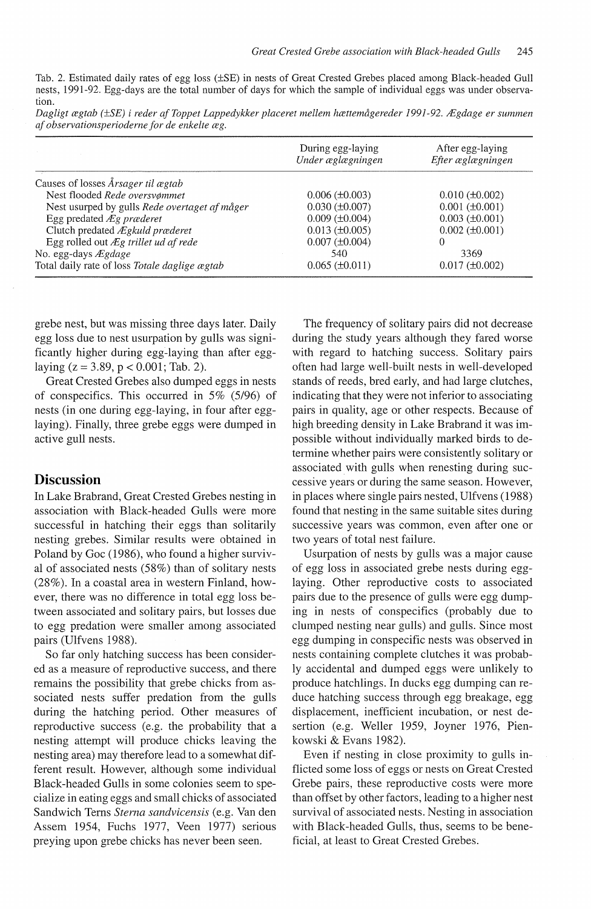Tab. 2. Estimated daily rates of egg loss (±SE) in nests of Great Crested Grebes placed among Black-headed Gull nests, 1991-92. Egg-days are the total number of days for which the sample of individual eggs was under observation.
*Dagligt ægtab (±SE) i reder af Toppet Lappedykker placeret mellem hættemågereder 1991-92. Ægdage er summen af observationsperioderne for de enkelte æg.*

| | During egg-laying *Under æglægningen* | After egg-laying *Efter æglægningen* |
|---|---|---|
| Causes of losses *Årsager til ægtab* | | |
| Nest flooded *Rede oversvømmet* | 0.006 (±0.003) | 0.010 (±0.002) |
| Nest usurped by gulls *Rede overtaget af måger* | 0.030 (±0.007) | 0.001 (±0.001) |
| Egg predated *Æg prøederet* | 0.009 (±0.004) | 0.003 (±0.001) |
| Clutch predated *Ægkuld prøederet* | 0.013 (±0.005) | 0.002 (±0.001) |
| Egg rolled out *Æg trillet ud af rede* | 0.007 (±0.004) | 0 |
| No. egg-days *Ægdage* | 540 | 3369 |
| Total daily rate of loss *Totale daglige ægtab* | 0.065 (±0.011) | 0.017 (±0.002) |

grebe nest, but was missing three days later. Daily egg loss due to nest usurpation by gulls was significantly higher during egg-laying than after egg-laying ($z = 3.89$, $p < 0.001$; Tab. 2).

Great Crested Grebes also dumped eggs in nests of conspecifics. This occurred in 5% (5/96) of nests (in one during egg-laying, in four after egg-laying). Finally, three grebe eggs were dumped in active gull nests.

## Discussion

In Lake Brabrand, Great Crested Grebes nesting in association with Black-headed Gulls were more successful in hatching their eggs than solitarily nesting grebes. Similar results were obtained in Poland by Goc (1986), who found a higher survival of associated nests (58%) than of solitary nests (28%). In a coastal area in western Finland, however, there was no difference in total egg loss between associated and solitary pairs, but losses due to egg predation were smaller among associated pairs (Ulfvens 1988).

So far only hatching success has been considered as a measure of reproductive success, and there remains the possibility that grebe chicks from associated nests suffer predation from the gulls during the hatching period. Other measures of reproductive success (e.g. the probability that a nesting attempt will produce chicks leaving the nesting area) may therefore lead to a somewhat different result. However, although some individual Black-headed Gulls in some colonies seem to specialize in eating eggs and small chicks of associated Sandwich Terns *Sterna sandvicensis* (e.g. Van den Assem 1954, Fuchs 1977, Veen 1977) serious preying upon grebe chicks has never been seen.

The frequency of solitary pairs did not decrease during the study years although they fared worse with regard to hatching success. Solitary pairs often had large well-built nests in well-developed stands of reeds, bred early, and had large clutches, indicating that they were not inferior to associating pairs in quality, age or other respects. Because of high breeding density in Lake Brabrand it was impossible without individually marked birds to determine whether pairs were consistently solitary or associated with gulls when renesting during successive years or during the same season. However, in places where single pairs nested, Ulfvens (1988) found that nesting in the same suitable sites during successive years was common, even after one or two years of total nest failure.

Usurpation of nests by gulls was a major cause of egg loss in associated grebe nests during egg-laying. Other reproductive costs to associated pairs due to the presence of gulls were egg dumping in nests of conspecifics (probably due to clumped nesting near gulls) and gulls. Since most egg dumping in conspecific nests was observed in nests containing complete clutches it was probably accidental and dumped eggs were unlikely to produce hatchlings. In ducks egg dumping can reduce hatching success through egg breakage, egg displacement, inefficient incubation, or nest desertion (e.g. Weller 1959, Joyner 1976, Pienkowski & Evans 1982).

Even if nesting in close proximity to gulls inflicted some loss of eggs or nests on Great Crested Grebe pairs, these reproductive costs were more than offset by other factors, leading to a higher nest survival of associated nests. Nesting in association with Black-headed Gulls, thus, seems to be beneficial, at least to Great Crested Grebes.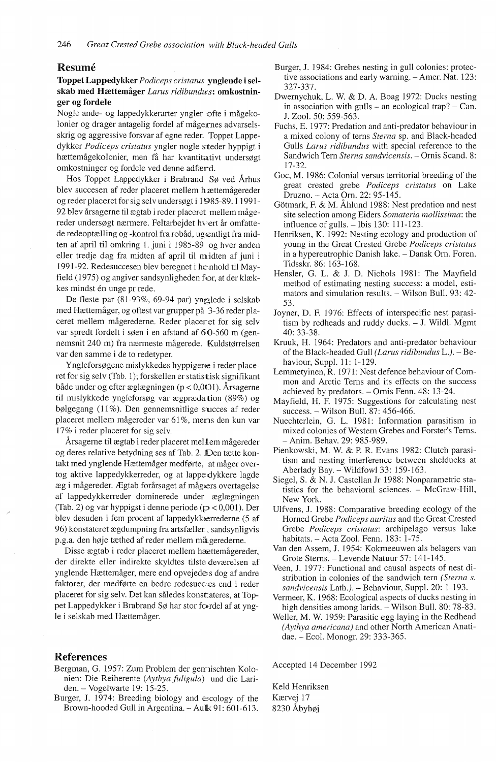## Resumé

**Toppet Lappedykker *Podiceps cristatus* ynglende i selskab med Hættemåger *Larus ridibundus*: omkostninger og fordele**

Nogle ande- og lappedykkerarter yngler ofte i mågekolonier og drager antagelig fordel af mågernes advarselsskrig og aggressive forsvar af egne reder. Toppet Lappedykker *Podiceps cristatus* yngler nogle steder hyppigt i hættemågekolonier, men få har kvantitativt undersøgt omkostninger og fordele ved denne adfærd.

Hos Toppet Lappedykker i Brabrand Sø ved Århus blev succesen af reder placeret mellem hættemågereder og reder placeret for sig selv undersøgt i 1985-89. I 1991-92 blev årsagerne til ægtab i reder placeret mellem mågereder undersøgt nærmere. Feltarbejdet hvert år omfattede redeoptælling og -kontrol fra robåd, ugentligt fra midten af april til omkring 1. juni i 1985-89 og hver anden eller tredje dag fra midten af april til midten af juni i 1991-92. Redesuccesen blev beregnet i henhold til Mayfield (1975) og angiver sandsynligheden for, at der klækkes mindst én unge pr rede.

De fleste par (81-93%, 69-94 par) ynglede i selskab med Hættemåger, og oftest var grupper på 3-36 reder placeret mellem mågerederne. Reder placeret for sig selv var spredt fordelt i søen i en afstand af 60-560 m (gennemsnit 240 m) fra nærmeste mågerede. Kuldstørrelsen var den samme i de to redetyper.

Yngleforsøgene mislykkedes hyppigere i reder placeret for sig selv (Tab. 1); forskellen er statistisk signifikant både under og efter æglægningen ($p < 0,001$). Årsagerne til mislykkede yngleforsøg var ægprædation (89%) og bølgegang (11%). Den gennemsnitlige succes af reder placeret mellem mågereder var 61%, mens den kun var 17% i reder placeret for sig selv.

Årsagerne til ægtab i reder placeret mellem mågereder og deres relative betydning ses af Tab. 2. Den tætte kontakt med ynglende Hættemåger medførte, at måger overtog aktive lappedykkerreder, og at lappedykkere lagde æg i mågereder. Ægtab forårsaget af mågers overtagelse af lappedykkerreder dominerede under æglægningen (Tab. 2) og var hyppigst i denne periode ($p < 0,001$). Der blev desuden i fem procent af lappedykkerrederne (5 af 96) konstateret ægdumpning fra artsfæller, sandsynligvis p.g.a. den høje tæthed af reder mellem mågerederne.

Disse ægtab i reder placeret mellem hættemågereder, der direkte eller indirekte skyldtes tilstedeværelsen af ynglende Hættemåger, mere end opvejedes dog af andre faktorer, der medførte en bedre redesucces end i reder placeret for sig selv. Det kan således konstateres, at Toppet Lappedykker i Brabrand Sø har stor fordel af at yngle i selskab med Hættemåger.

## References

Bergman, G. 1957: Zum Problem der gemischten Kolonien: Die Reiherente (*Aythya fuligula*) und die Lariden. – Vogelwarte 19: 15-25.

Burger, J. 1974: Breeding biology and ecology of the Brown-hooded Gull in Argentina. – Auk 91: 601-613.

Burger, J. 1984: Grebes nesting in gull colonies: protective associations and early warning. – Amer. Nat. 123: 327-337.

Dwernychuk, L. W. & D. A. Boag 1972: Ducks nesting in association with gulls – an ecological trap? – Can. J. Zool. 50: 559-563.

Fuchs, E. 1977: Predation and anti-predator behaviour in a mixed colony of terns *Sterna* sp. and Black-headed Gulls *Larus ridibundus* with special reference to the Sandwich Tern *Sterna sandvicensis*. – Ornis Scand. 8: 17-32.

Goc, M. 1986: Colonial versus territorial breeding of the great crested grebe *Podiceps cristatus* on Lake Druzno. – Acta Orn. 22: 95-145.

Götmark, F. & M. Åhlund 1988: Nest predation and nest site selection among Eiders *Somateria mollissima*: the influence of gulls. – Ibis 130: 111-123.

Henriksen, K. 1992: Nesting ecology and production of young in the Great Crested Grebe *Podiceps cristatus* in a hypereutrophic Danish lake. – Dansk Orn. Foren. Tidsskr. 86: 163-168.

Hensler, G. L. & J. D. Nichols 1981: The Mayfield method of estimating nesting success: a model, estimators and simulation results. – Wilson Bull. 93: 42-53.

Joyner, D. F. 1976: Effects of interspecific nest parasitism by redheads and ruddy ducks. – J. Wildl. Mgmt 40: 33-38.

Kruuk, H. 1964: Predators and anti-predator behaviour of the Black-headed Gull (*Larus ridibundus* L.). – Behaviour, Suppl. 11: 1-129.

Lemmetyinen, R. 1971: Nest defence behaviour of Common and Arctic Terns and its effects on the success achieved by predators. – Ornis Fenn. 48: 13-24.

Mayfield, H. F. 1975: Suggestions for calculating nest success. – Wilson Bull. 87: 456-466.

Nuechterlein, G. L. 1981: Information parasitism in mixed colonies of Western Grebes and Forster's Terns. – Anim. Behav. 29: 985-989.

Pienkowski, M. W. & P. R. Evans 1982: Clutch parasitism and nesting interference between shelducks at Aberlady Bay. – Wildfowl 33: 159-163.

Siegel, S. & N. J. Castellan Jr 1988: Nonparametric statistics for the behavioral sciences. – McGraw-Hill, New York.

Ulfvens, J. 1988: Comparative breeding ecology of the Horned Grebe *Podiceps auritus* and the Great Crested Grebe *Podiceps cristatus*: archipelago versus lake habitats. – Acta Zool. Fenn. 183: 1-75.

Van den Assem, J. 1954: Kokmeeuwen als belagers van Grote Sterns. – Levende Natuur 57: 141-145.

Veen, J. 1977: Functional and causal aspects of nest distribution in colonies of the sandwich tern (*Sterna s. sandvicensis* Lath.). – Behaviour, Suppl. 20: 1-193.

Vermeer, K. 1968: Ecological aspects of ducks nesting in high densities among larids. – Wilson Bull. 80: 78-83.

Weller, M. W. 1959: Parasitic egg laying in the Redhead (*Aythya americana*) and other North American Anatidae. – Ecol. Monogr. 29: 333-365.

Accepted 14 December 1992

Keld Henriksen
Kærvej 17
8230 Åbyhøj